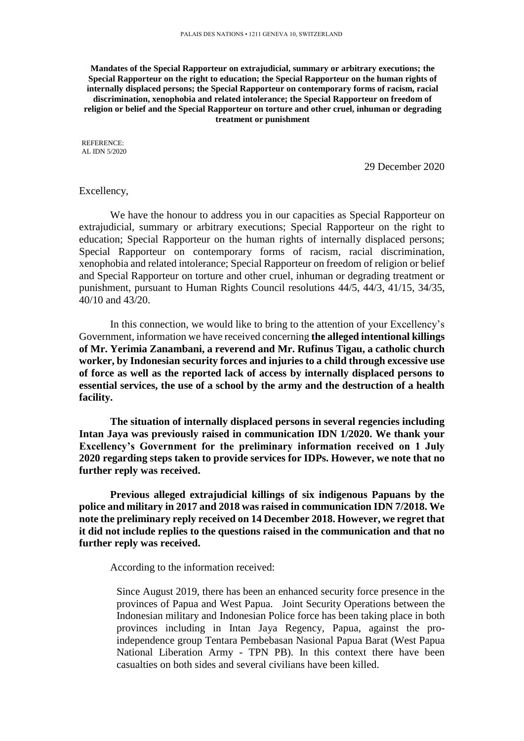PALAIS DES NATIONS • 1211 GENEVA 10, SWITZERLAND

**Mandates of the Special Rapporteur on extrajudicial, summary or arbitrary executions; the Special Rapporteur on the right to education; the Special Rapporteur on the human rights of internally displaced persons; the Special Rapporteur on contemporary forms of racism, racial discrimination, xenophobia and related intolerance; the Special Rapporteur on freedom of religion or belief and the Special Rapporteur on torture and other cruel, inhuman or degrading treatment or punishment**

REFERENCE:
AL IDN 5/2020

29 December 2020

Excellency,

We have the honour to address you in our capacities as Special Rapporteur on extrajudicial, summary or arbitrary executions; Special Rapporteur on the right to education; Special Rapporteur on the human rights of internally displaced persons; Special Rapporteur on contemporary forms of racism, racial discrimination, xenophobia and related intolerance; Special Rapporteur on freedom of religion or belief and Special Rapporteur on torture and other cruel, inhuman or degrading treatment or punishment, pursuant to Human Rights Council resolutions 44/5, 44/3, 41/15, 34/35, 40/10 and 43/20.

In this connection, we would like to bring to the attention of your Excellency's Government, information we have received concerning **the alleged intentional killings of Mr. Yerimia Zanambani, a reverend and Mr. Rufinus Tigau, a catholic church worker, by Indonesian security forces and injuries to a child through excessive use of force as well as the reported lack of access by internally displaced persons to essential services, the use of a school by the army and the destruction of a health facility.**

**The situation of internally displaced persons in several regencies including Intan Jaya was previously raised in communication IDN 1/2020. We thank your Excellency's Government for the preliminary information received on 1 July 2020 regarding steps taken to provide services for IDPs. However, we note that no further reply was received.**

**Previous alleged extrajudicial killings of six indigenous Papuans by the police and military in 2017 and 2018 was raised in communication IDN 7/2018. We note the preliminary reply received on 14 December 2018. However, we regret that it did not include replies to the questions raised in the communication and that no further reply was received.**

According to the information received:

> Since August 2019, there has been an enhanced security force presence in the provinces of Papua and West Papua. Joint Security Operations between the Indonesian military and Indonesian Police force has been taking place in both provinces including in Intan Jaya Regency, Papua, against the pro-independence group Tentara Pembebasan Nasional Papua Barat (West Papua National Liberation Army - TPN PB). In this context there have been casualties on both sides and several civilians have been killed.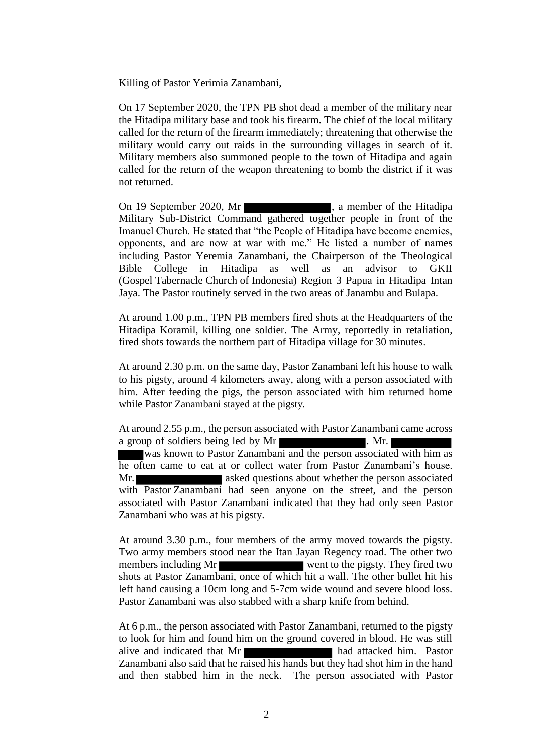Killing of Pastor Yerimia Zanambani,

On 17 September 2020, the TPN PB shot dead a member of the military near the Hitadipa military base and took his firearm. The chief of the local military called for the return of the firearm immediately; threatening that otherwise the military would carry out raids in the surrounding villages in search of it. Military members also summoned people to the town of Hitadipa and again called for the return of the weapon threatening to bomb the district if it was not returned.

On 19 September 2020, Mr [redacted], a member of the Hitadipa Military Sub-District Command gathered together people in front of the Imanuel Church. He stated that "the People of Hitadipa have become enemies, opponents, and are now at war with me." He listed a number of names including Pastor Yeremia Zanambani, the Chairperson of the Theological Bible College in Hitadipa as well as an advisor to GKII (Gospel Tabernacle Church of Indonesia) Region 3 Papua in Hitadipa Intan Jaya. The Pastor routinely served in the two areas of Janambu and Bulapa.

At around 1.00 p.m., TPN PB members fired shots at the Headquarters of the Hitadipa Koramil, killing one soldier. The Army, reportedly in retaliation, fired shots towards the northern part of Hitadipa village for 30 minutes.

At around 2.30 p.m. on the same day, Pastor Zanambani left his house to walk to his pigsty, around 4 kilometers away, along with a person associated with him. After feeding the pigs, the person associated with him returned home while Pastor Zanambani stayed at the pigsty.

At around 2.55 p.m., the person associated with Pastor Zanambani came across a group of soldiers being led by Mr [redacted]. Mr. [redacted] was known to Pastor Zanambani and the person associated with him as he often came to eat at or collect water from Pastor Zanambani's house. Mr. [redacted] asked questions about whether the person associated with Pastor Zanambani had seen anyone on the street, and the person associated with Pastor Zanambani indicated that they had only seen Pastor Zanambani who was at his pigsty.

At around 3.30 p.m., four members of the army moved towards the pigsty. Two army members stood near the Itan Jayan Regency road. The other two members including Mr [redacted] went to the pigsty. They fired two shots at Pastor Zanambani, once of which hit a wall. The other bullet hit his left hand causing a 10cm long and 5-7cm wide wound and severe blood loss. Pastor Zanambani was also stabbed with a sharp knife from behind.

At 6 p.m., the person associated with Pastor Zanambani, returned to the pigsty to look for him and found him on the ground covered in blood. He was still alive and indicated that Mr [redacted] had attacked him. Pastor Zanambani also said that he raised his hands but they had shot him in the hand and then stabbed him in the neck. The person associated with Pastor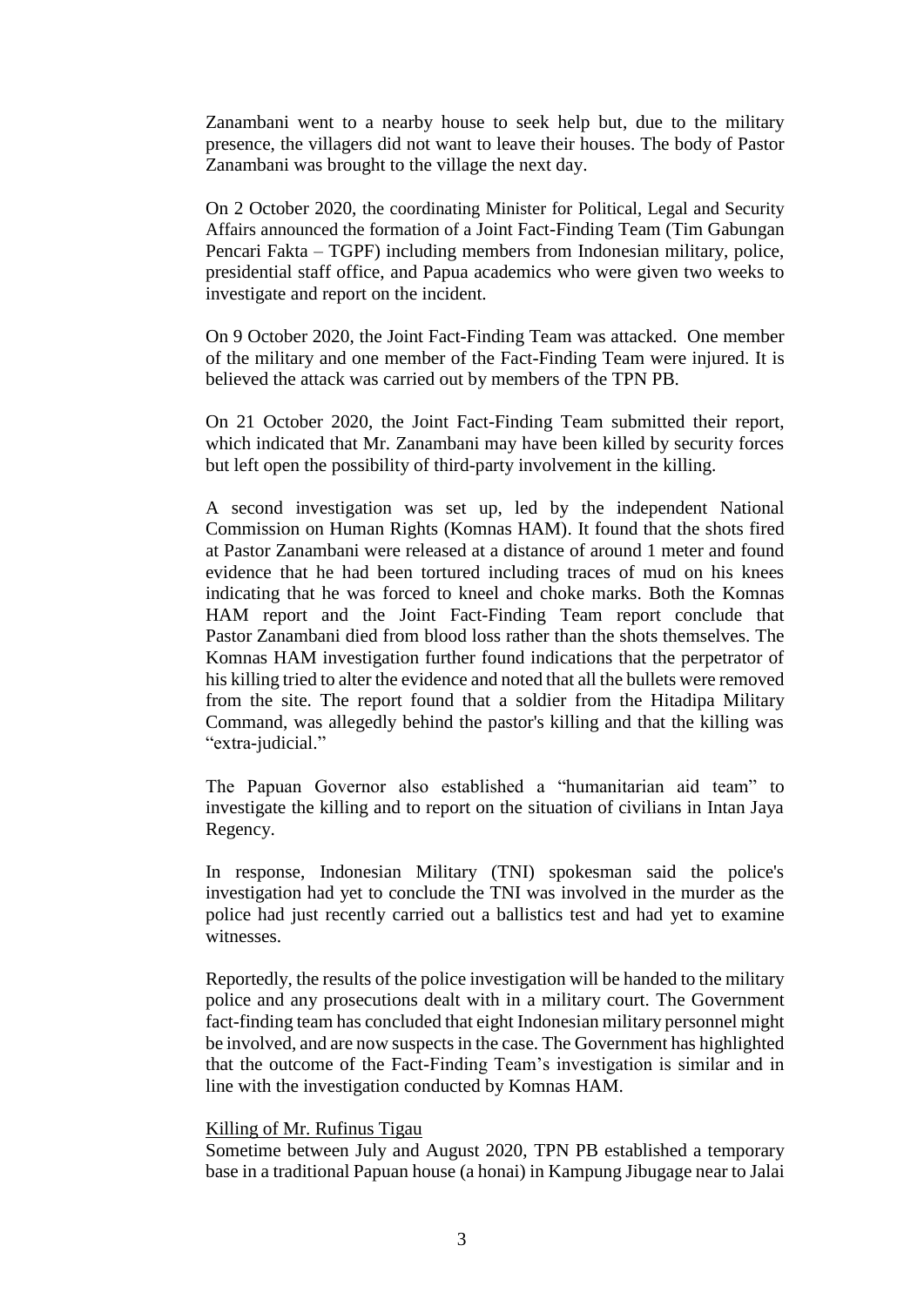Zanambani went to a nearby house to seek help but, due to the military presence, the villagers did not want to leave their houses. The body of Pastor Zanambani was brought to the village the next day.

On 2 October 2020, the coordinating Minister for Political, Legal and Security Affairs announced the formation of a Joint Fact-Finding Team (Tim Gabungan Pencari Fakta – TGPF) including members from Indonesian military, police, presidential staff office, and Papua academics who were given two weeks to investigate and report on the incident.

On 9 October 2020, the Joint Fact-Finding Team was attacked. One member of the military and one member of the Fact-Finding Team were injured. It is believed the attack was carried out by members of the TPN PB.

On 21 October 2020, the Joint Fact-Finding Team submitted their report, which indicated that Mr. Zanambani may have been killed by security forces but left open the possibility of third-party involvement in the killing.

A second investigation was set up, led by the independent National Commission on Human Rights (Komnas HAM). It found that the shots fired at Pastor Zanambani were released at a distance of around 1 meter and found evidence that he had been tortured including traces of mud on his knees indicating that he was forced to kneel and choke marks. Both the Komnas HAM report and the Joint Fact-Finding Team report conclude that Pastor Zanambani died from blood loss rather than the shots themselves. The Komnas HAM investigation further found indications that the perpetrator of his killing tried to alter the evidence and noted that all the bullets were removed from the site. The report found that a soldier from the Hitadipa Military Command, was allegedly behind the pastor's killing and that the killing was "extra-judicial."

The Papuan Governor also established a "humanitarian aid team" to investigate the killing and to report on the situation of civilians in Intan Jaya Regency.

In response, Indonesian Military (TNI) spokesman said the police's investigation had yet to conclude the TNI was involved in the murder as the police had just recently carried out a ballistics test and had yet to examine witnesses.

Reportedly, the results of the police investigation will be handed to the military police and any prosecutions dealt with in a military court. The Government fact-finding team has concluded that eight Indonesian military personnel might be involved, and are now suspects in the case. The Government has highlighted that the outcome of the Fact-Finding Team's investigation is similar and in line with the investigation conducted by Komnas HAM.

Killing of Mr. Rufinus Tigau

Sometime between July and August 2020, TPN PB established a temporary base in a traditional Papuan house (a honai) in Kampung Jibugage near to Jalai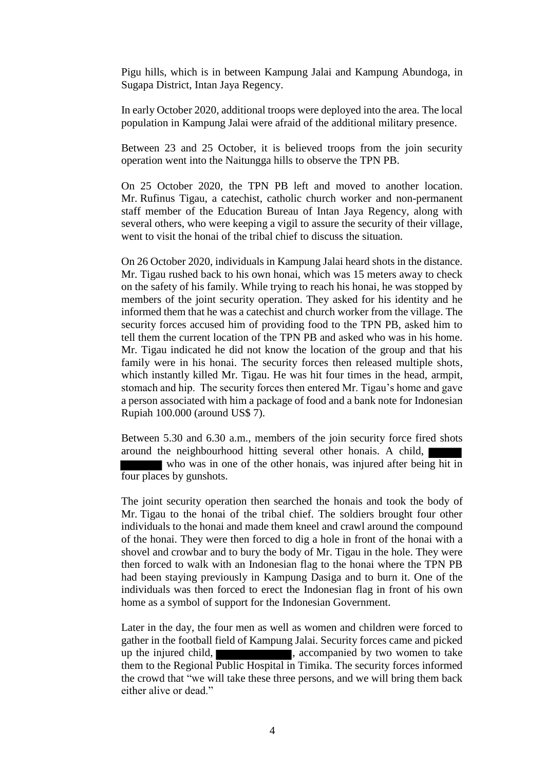Pigu hills, which is in between Kampung Jalai and Kampung Abundoga, in Sugapa District, Intan Jaya Regency.

In early October 2020, additional troops were deployed into the area. The local population in Kampung Jalai were afraid of the additional military presence.

Between 23 and 25 October, it is believed troops from the join security operation went into the Naitungga hills to observe the TPN PB.

On 25 October 2020, the TPN PB left and moved to another location. Mr. Rufinus Tigau, a catechist, catholic church worker and non-permanent staff member of the Education Bureau of Intan Jaya Regency, along with several others, who were keeping a vigil to assure the security of their village, went to visit the honai of the tribal chief to discuss the situation.

On 26 October 2020, individuals in Kampung Jalai heard shots in the distance. Mr. Tigau rushed back to his own honai, which was 15 meters away to check on the safety of his family. While trying to reach his honai, he was stopped by members of the joint security operation. They asked for his identity and he informed them that he was a catechist and church worker from the village. The security forces accused him of providing food to the TPN PB, asked him to tell them the current location of the TPN PB and asked who was in his home. Mr. Tigau indicated he did not know the location of the group and that his family were in his honai. The security forces then released multiple shots, which instantly killed Mr. Tigau. He was hit four times in the head, armpit, stomach and hip. The security forces then entered Mr. Tigau's home and gave a person associated with him a package of food and a bank note for Indonesian Rupiah 100.000 (around US$ 7).

Between 5.30 and 6.30 a.m., members of the join security force fired shots around the neighbourhood hitting several other honais. A child, ██████ ██████ who was in one of the other honais, was injured after being hit in four places by gunshots.

The joint security operation then searched the honais and took the body of Mr. Tigau to the honai of the tribal chief. The soldiers brought four other individuals to the honai and made them kneel and crawl around the compound of the honai. They were then forced to dig a hole in front of the honai with a shovel and crowbar and to bury the body of Mr. Tigau in the hole. They were then forced to walk with an Indonesian flag to the honai where the TPN PB had been staying previously in Kampung Dasiga and to burn it. One of the individuals was then forced to erect the Indonesian flag in front of his own home as a symbol of support for the Indonesian Government.

Later in the day, the four men as well as women and children were forced to gather in the football field of Kampung Jalai. Security forces came and picked up the injured child, ████████████, accompanied by two women to take them to the Regional Public Hospital in Timika. The security forces informed the crowd that "we will take these three persons, and we will bring them back either alive or dead."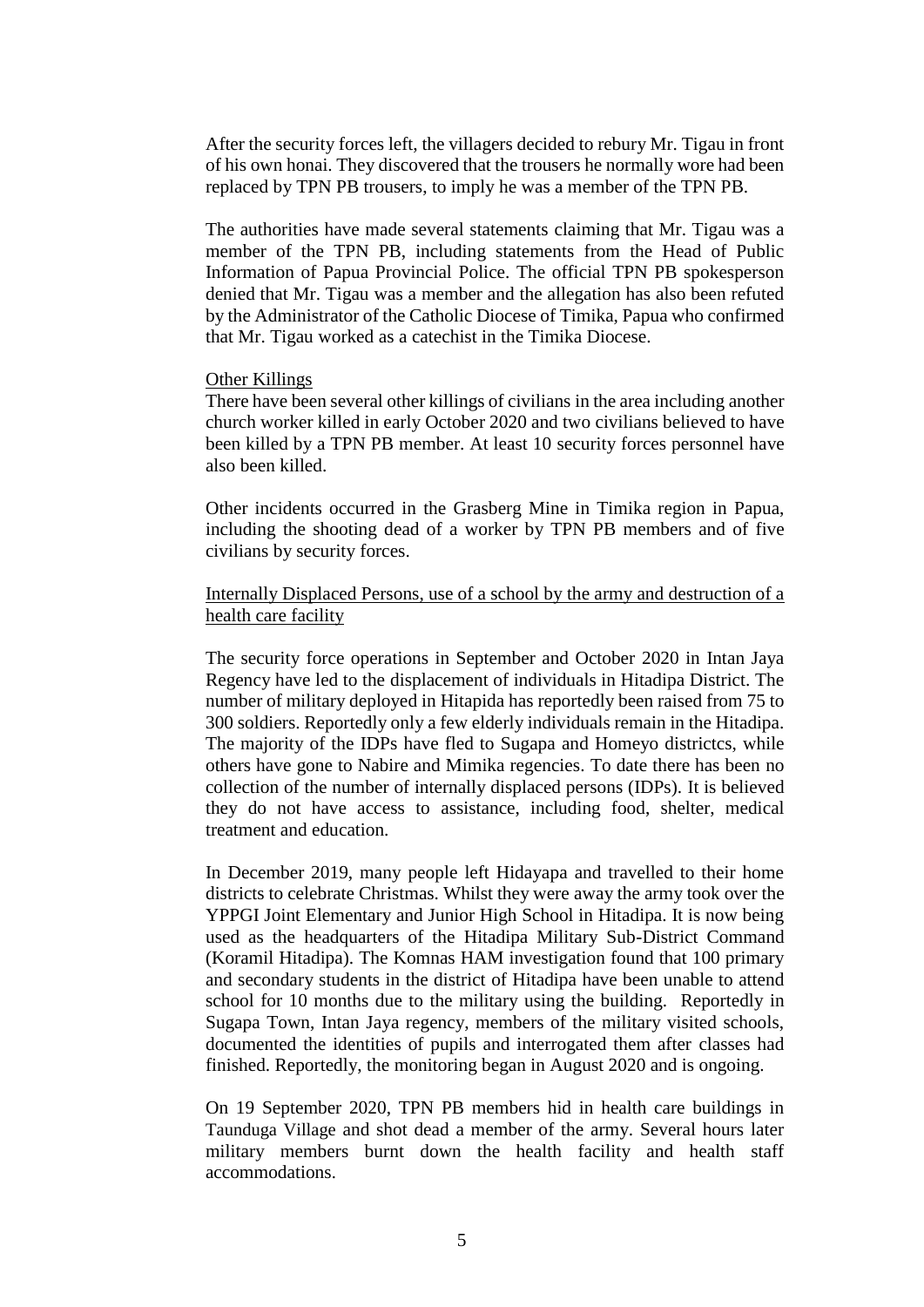After the security forces left, the villagers decided to rebury Mr. Tigau in front of his own honai. They discovered that the trousers he normally wore had been replaced by TPN PB trousers, to imply he was a member of the TPN PB.

The authorities have made several statements claiming that Mr. Tigau was a member of the TPN PB, including statements from the Head of Public Information of Papua Provincial Police. The official TPN PB spokesperson denied that Mr. Tigau was a member and the allegation has also been refuted by the Administrator of the Catholic Diocese of Timika, Papua who confirmed that Mr. Tigau worked as a catechist in the Timika Diocese.

<u>Other Killings</u>

There have been several other killings of civilians in the area including another church worker killed in early October 2020 and two civilians believed to have been killed by a TPN PB member. At least 10 security forces personnel have also been killed.

Other incidents occurred in the Grasberg Mine in Timika region in Papua, including the shooting dead of a worker by TPN PB members and of five civilians by security forces.

<u>Internally Displaced Persons, use of a school by the army and destruction of a health care facility</u>

The security force operations in September and October 2020 in Intan Jaya Regency have led to the displacement of individuals in Hitadipa District. The number of military deployed in Hitapida has reportedly been raised from 75 to 300 soldiers. Reportedly only a few elderly individuals remain in the Hitadipa. The majority of the IDPs have fled to Sugapa and Homeyo districtcs, while others have gone to Nabire and Mimika regencies. To date there has been no collection of the number of internally displaced persons (IDPs). It is believed they do not have access to assistance, including food, shelter, medical treatment and education.

In December 2019, many people left Hidayapa and travelled to their home districts to celebrate Christmas. Whilst they were away the army took over the YPPGI Joint Elementary and Junior High School in Hitadipa. It is now being used as the headquarters of the Hitadipa Military Sub-District Command (Koramil Hitadipa). The Komnas HAM investigation found that 100 primary and secondary students in the district of Hitadipa have been unable to attend school for 10 months due to the military using the building. Reportedly in Sugapa Town, Intan Jaya regency, members of the military visited schools, documented the identities of pupils and interrogated them after classes had finished. Reportedly, the monitoring began in August 2020 and is ongoing.

On 19 September 2020, TPN PB members hid in health care buildings in Taunduga Village and shot dead a member of the army. Several hours later military members burnt down the health facility and health staff accommodations.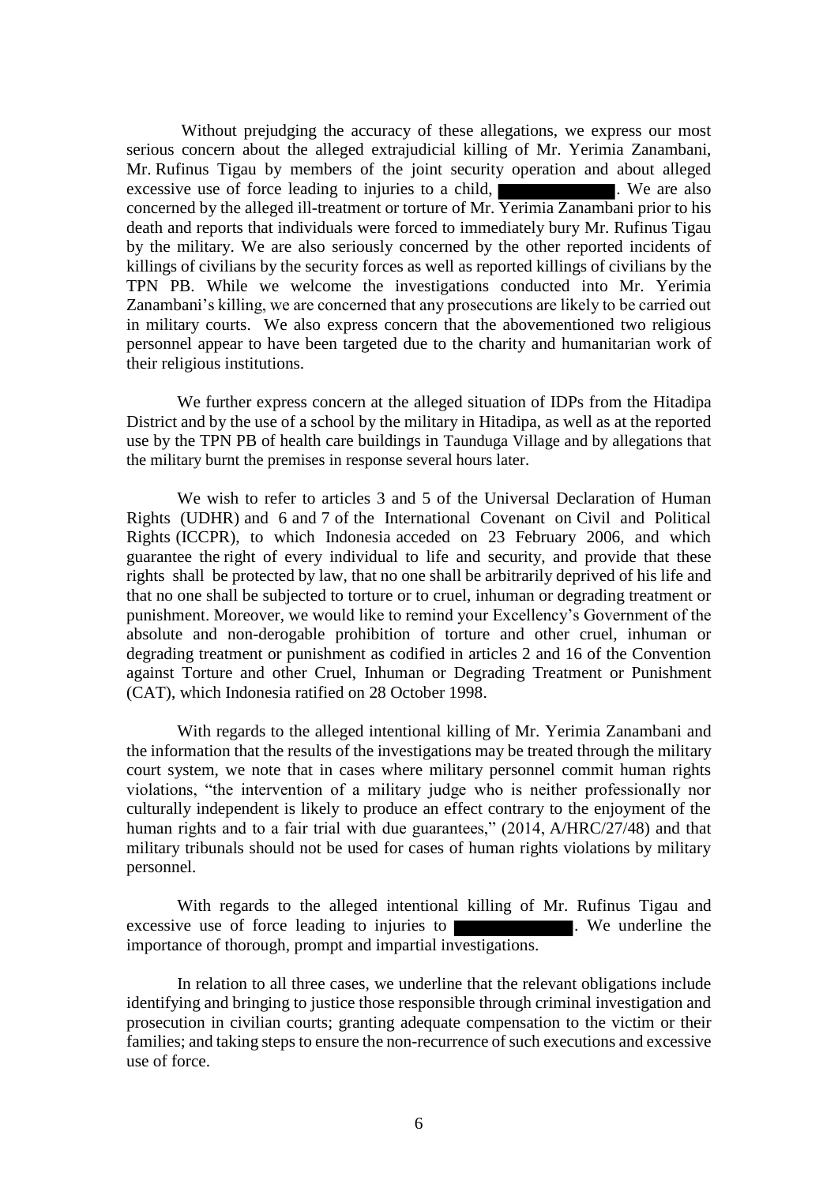Without prejudging the accuracy of these allegations, we express our most serious concern about the alleged extrajudicial killing of Mr. Yerimia Zanambani, Mr. Rufinus Tigau by members of the joint security operation and about alleged excessive use of force leading to injuries to a child, ██████████. We are also concerned by the alleged ill-treatment or torture of Mr. Yerimia Zanambani prior to his death and reports that individuals were forced to immediately bury Mr. Rufinus Tigau by the military. We are also seriously concerned by the other reported incidents of killings of civilians by the security forces as well as reported killings of civilians by the TPN PB. While we welcome the investigations conducted into Mr. Yerimia Zanambani's killing, we are concerned that any prosecutions are likely to be carried out in military courts. We also express concern that the abovementioned two religious personnel appear to have been targeted due to the charity and humanitarian work of their religious institutions.

We further express concern at the alleged situation of IDPs from the Hitadipa District and by the use of a school by the military in Hitadipa, as well as at the reported use by the TPN PB of health care buildings in Taunduga Village and by allegations that the military burnt the premises in response several hours later.

We wish to refer to articles 3 and 5 of the Universal Declaration of Human Rights (UDHR) and 6 and 7 of the International Covenant on Civil and Political Rights (ICCPR), to which Indonesia acceded on 23 February 2006, and which guarantee the right of every individual to life and security, and provide that these rights shall be protected by law, that no one shall be arbitrarily deprived of his life and that no one shall be subjected to torture or to cruel, inhuman or degrading treatment or punishment. Moreover, we would like to remind your Excellency's Government of the absolute and non-derogable prohibition of torture and other cruel, inhuman or degrading treatment or punishment as codified in articles 2 and 16 of the Convention against Torture and other Cruel, Inhuman or Degrading Treatment or Punishment (CAT), which Indonesia ratified on 28 October 1998.

With regards to the alleged intentional killing of Mr. Yerimia Zanambani and the information that the results of the investigations may be treated through the military court system, we note that in cases where military personnel commit human rights violations, "the intervention of a military judge who is neither professionally nor culturally independent is likely to produce an effect contrary to the enjoyment of the human rights and to a fair trial with due guarantees," (2014, A/HRC/27/48) and that military tribunals should not be used for cases of human rights violations by military personnel.

With regards to the alleged intentional killing of Mr. Rufinus Tigau and excessive use of force leading to injuries to ██████████. We underline the importance of thorough, prompt and impartial investigations.

In relation to all three cases, we underline that the relevant obligations include identifying and bringing to justice those responsible through criminal investigation and prosecution in civilian courts; granting adequate compensation to the victim or their families; and taking steps to ensure the non-recurrence of such executions and excessive use of force.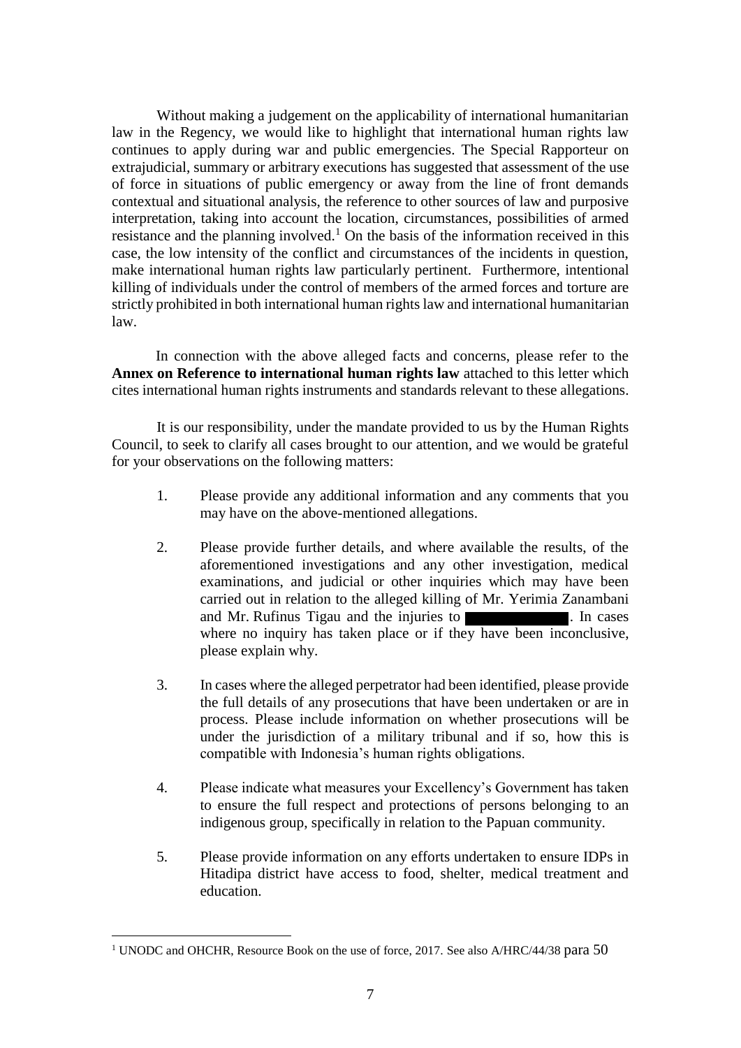Without making a judgement on the applicability of international humanitarian law in the Regency, we would like to highlight that international human rights law continues to apply during war and public emergencies. The Special Rapporteur on extrajudicial, summary or arbitrary executions has suggested that assessment of the use of force in situations of public emergency or away from the line of front demands contextual and situational analysis, the reference to other sources of law and purposive interpretation, taking into account the location, circumstances, possibilities of armed resistance and the planning involved.[1] On the basis of the information received in this case, the low intensity of the conflict and circumstances of the incidents in question, make international human rights law particularly pertinent. Furthermore, intentional killing of individuals under the control of members of the armed forces and torture are strictly prohibited in both international human rights law and international humanitarian law.

In connection with the above alleged facts and concerns, please refer to the **Annex on Reference to international human rights law** attached to this letter which cites international human rights instruments and standards relevant to these allegations.

It is our responsibility, under the mandate provided to us by the Human Rights Council, to seek to clarify all cases brought to our attention, and we would be grateful for your observations on the following matters:

1. Please provide any additional information and any comments that you may have on the above-mentioned allegations.

2. Please provide further details, and where available the results, of the aforementioned investigations and any other investigation, medical examinations, and judicial or other inquiries which may have been carried out in relation to the alleged killing of Mr. Yerimia Zanambani and Mr. Rufinus Tigau and the injuries to [REDACTED]. In cases where no inquiry has taken place or if they have been inconclusive, please explain why.

3. In cases where the alleged perpetrator had been identified, please provide the full details of any prosecutions that have been undertaken or are in process. Please include information on whether prosecutions will be under the jurisdiction of a military tribunal and if so, how this is compatible with Indonesia's human rights obligations.

4. Please indicate what measures your Excellency's Government has taken to ensure the full respect and protections of persons belonging to an indigenous group, specifically in relation to the Papuan community.

5. Please provide information on any efforts undertaken to ensure IDPs in Hitadipa district have access to food, shelter, medical treatment and education.

---

[1] UNODC and OHCHR, Resource Book on the use of force, 2017. See also A/HRC/44/38 para 50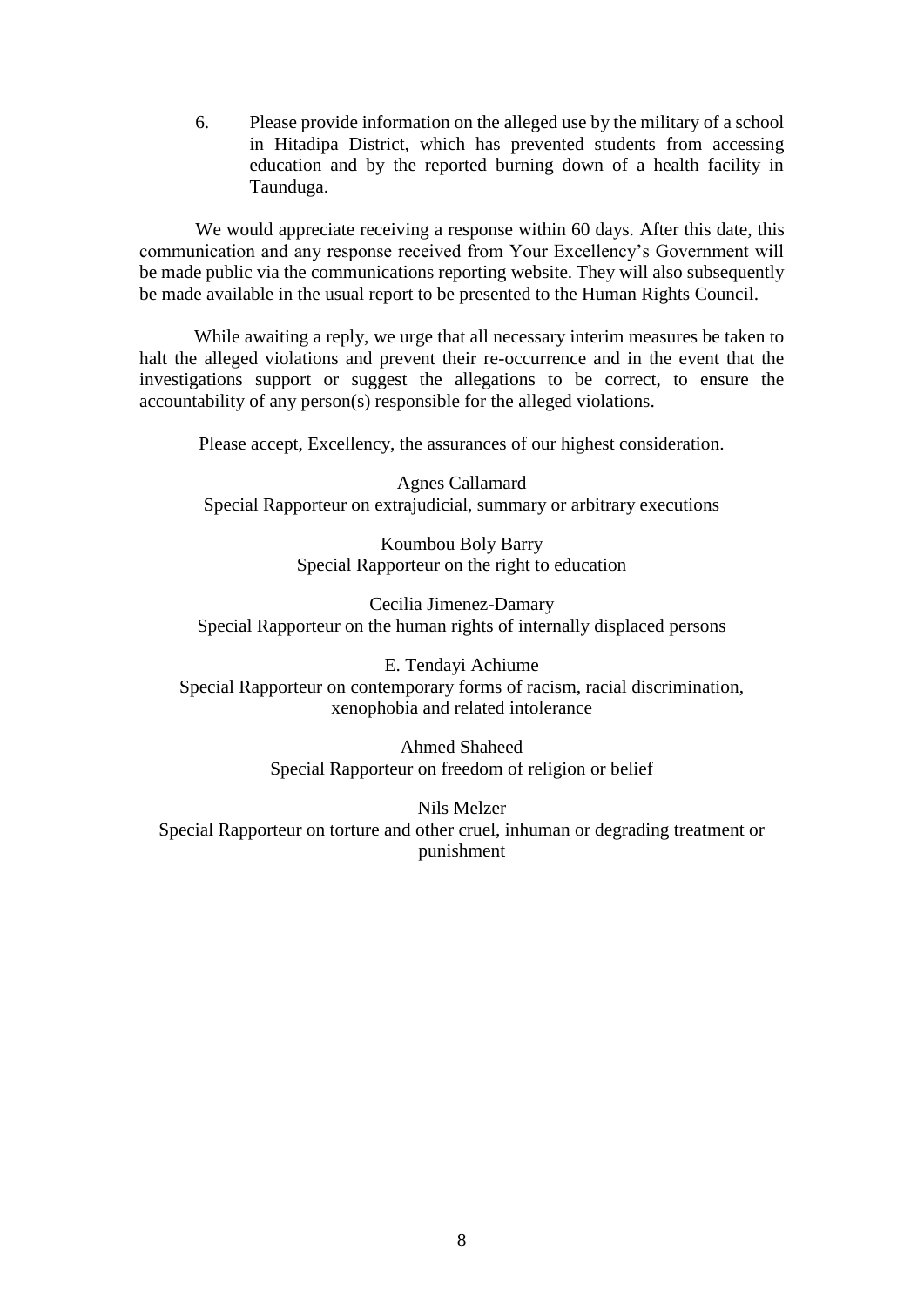6. Please provide information on the alleged use by the military of a school in Hitadipa District, which has prevented students from accessing education and by the reported burning down of a health facility in Taunduga.

We would appreciate receiving a response within 60 days. After this date, this communication and any response received from Your Excellency's Government will be made public via the communications reporting website. They will also subsequently be made available in the usual report to be presented to the Human Rights Council.

While awaiting a reply, we urge that all necessary interim measures be taken to halt the alleged violations and prevent their re-occurrence and in the event that the investigations support or suggest the allegations to be correct, to ensure the accountability of any person(s) responsible for the alleged violations.

Please accept, Excellency, the assurances of our highest consideration.

Agnes Callamard
Special Rapporteur on extrajudicial, summary or arbitrary executions

Koumbou Boly Barry
Special Rapporteur on the right to education

Cecilia Jimenez-Damary
Special Rapporteur on the human rights of internally displaced persons

E. Tendayi Achiume
Special Rapporteur on contemporary forms of racism, racial discrimination, xenophobia and related intolerance

Ahmed Shaheed
Special Rapporteur on freedom of religion or belief

Nils Melzer
Special Rapporteur on torture and other cruel, inhuman or degrading treatment or punishment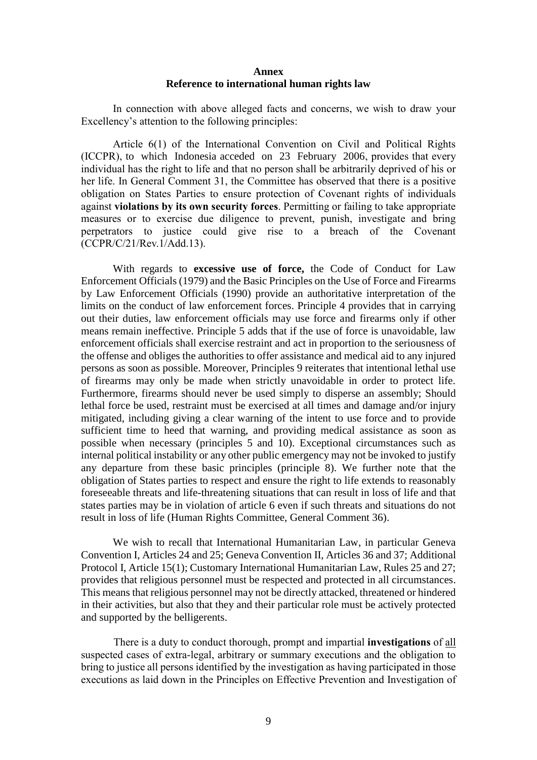**Annex**
**Reference to international human rights law**

In connection with above alleged facts and concerns, we wish to draw your Excellency's attention to the following principles:

Article 6(1) of the International Convention on Civil and Political Rights (ICCPR), to which Indonesia acceded on 23 February 2006, provides that every individual has the right to life and that no person shall be arbitrarily deprived of his or her life. In General Comment 31, the Committee has observed that there is a positive obligation on States Parties to ensure protection of Covenant rights of individuals against **violations by its own security forces**. Permitting or failing to take appropriate measures or to exercise due diligence to prevent, punish, investigate and bring perpetrators to justice could give rise to a breach of the Covenant (CCPR/C/21/Rev.1/Add.13).

With regards to **excessive use of force,** the Code of Conduct for Law Enforcement Officials (1979) and the Basic Principles on the Use of Force and Firearms by Law Enforcement Officials (1990) provide an authoritative interpretation of the limits on the conduct of law enforcement forces. Principle 4 provides that in carrying out their duties, law enforcement officials may use force and firearms only if other means remain ineffective. Principle 5 adds that if the use of force is unavoidable, law enforcement officials shall exercise restraint and act in proportion to the seriousness of the offense and obliges the authorities to offer assistance and medical aid to any injured persons as soon as possible. Moreover, Principles 9 reiterates that intentional lethal use of firearms may only be made when strictly unavoidable in order to protect life. Furthermore, firearms should never be used simply to disperse an assembly; Should lethal force be used, restraint must be exercised at all times and damage and/or injury mitigated, including giving a clear warning of the intent to use force and to provide sufficient time to heed that warning, and providing medical assistance as soon as possible when necessary (principles 5 and 10). Exceptional circumstances such as internal political instability or any other public emergency may not be invoked to justify any departure from these basic principles (principle 8). We further note that the obligation of States parties to respect and ensure the right to life extends to reasonably foreseeable threats and life-threatening situations that can result in loss of life and that states parties may be in violation of article 6 even if such threats and situations do not result in loss of life (Human Rights Committee, General Comment 36).

We wish to recall that International Humanitarian Law, in particular Geneva Convention I, Articles 24 and 25; Geneva Convention II, Articles 36 and 37; Additional Protocol I, Article 15(1); Customary International Humanitarian Law, Rules 25 and 27; provides that religious personnel must be respected and protected in all circumstances. This means that religious personnel may not be directly attacked, threatened or hindered in their activities, but also that they and their particular role must be actively protected and supported by the belligerents.

There is a duty to conduct thorough, prompt and impartial **investigations** of all suspected cases of extra-legal, arbitrary or summary executions and the obligation to bring to justice all persons identified by the investigation as having participated in those executions as laid down in the Principles on Effective Prevention and Investigation of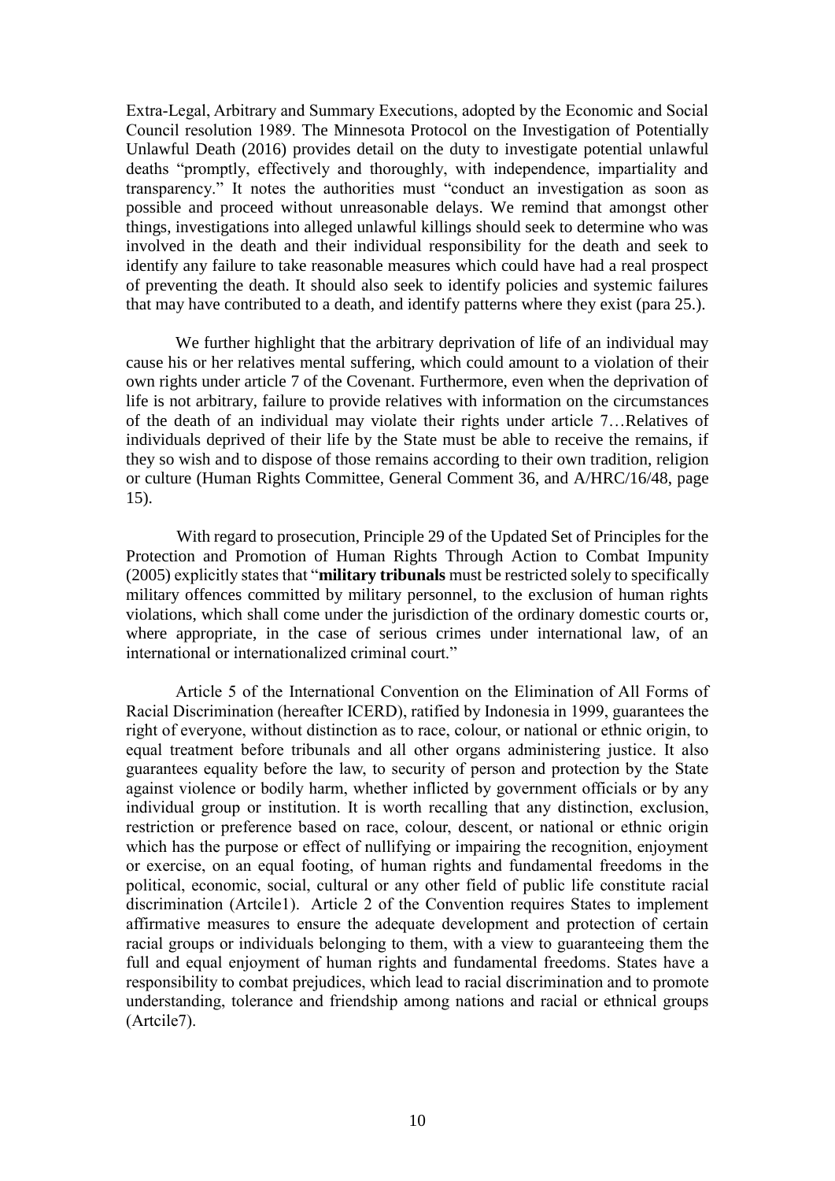Extra-Legal, Arbitrary and Summary Executions, adopted by the Economic and Social Council resolution 1989. The Minnesota Protocol on the Investigation of Potentially Unlawful Death (2016) provides detail on the duty to investigate potential unlawful deaths "promptly, effectively and thoroughly, with independence, impartiality and transparency." It notes the authorities must "conduct an investigation as soon as possible and proceed without unreasonable delays. We remind that amongst other things, investigations into alleged unlawful killings should seek to determine who was involved in the death and their individual responsibility for the death and seek to identify any failure to take reasonable measures which could have had a real prospect of preventing the death. It should also seek to identify policies and systemic failures that may have contributed to a death, and identify patterns where they exist (para 25.).

We further highlight that the arbitrary deprivation of life of an individual may cause his or her relatives mental suffering, which could amount to a violation of their own rights under article 7 of the Covenant. Furthermore, even when the deprivation of life is not arbitrary, failure to provide relatives with information on the circumstances of the death of an individual may violate their rights under article 7…Relatives of individuals deprived of their life by the State must be able to receive the remains, if they so wish and to dispose of those remains according to their own tradition, religion or culture (Human Rights Committee, General Comment 36, and A/HRC/16/48, page 15).

With regard to prosecution, Principle 29 of the Updated Set of Principles for the Protection and Promotion of Human Rights Through Action to Combat Impunity (2005) explicitly states that "**military tribunals** must be restricted solely to specifically military offences committed by military personnel, to the exclusion of human rights violations, which shall come under the jurisdiction of the ordinary domestic courts or, where appropriate, in the case of serious crimes under international law, of an international or internationalized criminal court."

Article 5 of the International Convention on the Elimination of All Forms of Racial Discrimination (hereafter ICERD), ratified by Indonesia in 1999, guarantees the right of everyone, without distinction as to race, colour, or national or ethnic origin, to equal treatment before tribunals and all other organs administering justice. It also guarantees equality before the law, to security of person and protection by the State against violence or bodily harm, whether inflicted by government officials or by any individual group or institution. It is worth recalling that any distinction, exclusion, restriction or preference based on race, colour, descent, or national or ethnic origin which has the purpose or effect of nullifying or impairing the recognition, enjoyment or exercise, on an equal footing, of human rights and fundamental freedoms in the political, economic, social, cultural or any other field of public life constitute racial discrimination (Artcile1). Article 2 of the Convention requires States to implement affirmative measures to ensure the adequate development and protection of certain racial groups or individuals belonging to them, with a view to guaranteeing them the full and equal enjoyment of human rights and fundamental freedoms. States have a responsibility to combat prejudices, which lead to racial discrimination and to promote understanding, tolerance and friendship among nations and racial or ethnical groups (Artcile7).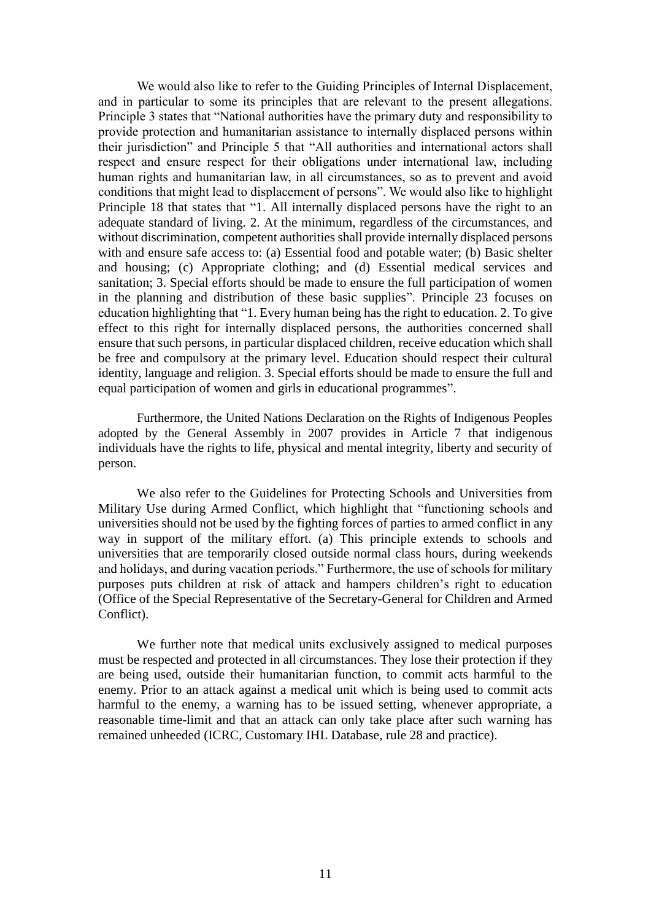We would also like to refer to the Guiding Principles of Internal Displacement, and in particular to some its principles that are relevant to the present allegations. Principle 3 states that "National authorities have the primary duty and responsibility to provide protection and humanitarian assistance to internally displaced persons within their jurisdiction" and Principle 5 that "All authorities and international actors shall respect and ensure respect for their obligations under international law, including human rights and humanitarian law, in all circumstances, so as to prevent and avoid conditions that might lead to displacement of persons". We would also like to highlight Principle 18 that states that "1. All internally displaced persons have the right to an adequate standard of living. 2. At the minimum, regardless of the circumstances, and without discrimination, competent authorities shall provide internally displaced persons with and ensure safe access to: (a) Essential food and potable water; (b) Basic shelter and housing; (c) Appropriate clothing; and (d) Essential medical services and sanitation; 3. Special efforts should be made to ensure the full participation of women in the planning and distribution of these basic supplies". Principle 23 focuses on education highlighting that "1. Every human being has the right to education. 2. To give effect to this right for internally displaced persons, the authorities concerned shall ensure that such persons, in particular displaced children, receive education which shall be free and compulsory at the primary level. Education should respect their cultural identity, language and religion. 3. Special efforts should be made to ensure the full and equal participation of women and girls in educational programmes".

Furthermore, the United Nations Declaration on the Rights of Indigenous Peoples adopted by the General Assembly in 2007 provides in Article 7 that indigenous individuals have the rights to life, physical and mental integrity, liberty and security of person.

We also refer to the Guidelines for Protecting Schools and Universities from Military Use during Armed Conflict, which highlight that "functioning schools and universities should not be used by the fighting forces of parties to armed conflict in any way in support of the military effort. (a) This principle extends to schools and universities that are temporarily closed outside normal class hours, during weekends and holidays, and during vacation periods." Furthermore, the use of schools for military purposes puts children at risk of attack and hampers children's right to education (Office of the Special Representative of the Secretary-General for Children and Armed Conflict).

We further note that medical units exclusively assigned to medical purposes must be respected and protected in all circumstances. They lose their protection if they are being used, outside their humanitarian function, to commit acts harmful to the enemy. Prior to an attack against a medical unit which is being used to commit acts harmful to the enemy, a warning has to be issued setting, whenever appropriate, a reasonable time-limit and that an attack can only take place after such warning has remained unheeded (ICRC, Customary IHL Database, rule 28 and practice).